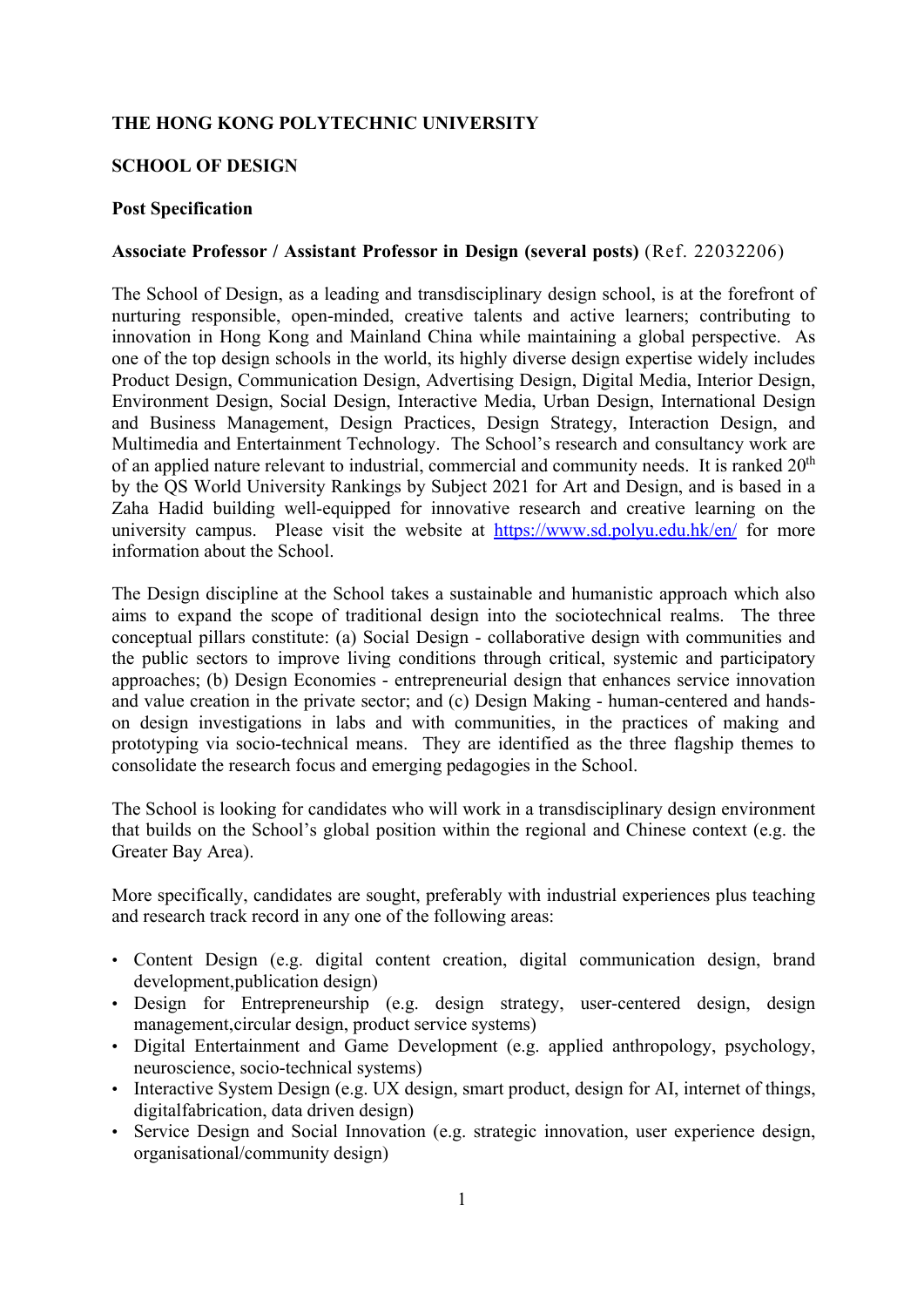**THE HONG KONG POLYTECHNIC UNIVERSITY**

**SCHOOL OF DESIGN**

**Post Specification**

**Associate Professor / Assistant Professor in Design (several posts)** (Ref. 22032206)

The School of Design, as a leading and transdisciplinary design school, is at the forefront of nurturing responsible, open-minded, creative talents and active learners; contributing to innovation in Hong Kong and Mainland China while maintaining a global perspective. As one of the top design schools in the world, its highly diverse design expertise widely includes Product Design, Communication Design, Advertising Design, Digital Media, Interior Design, Environment Design, Social Design, Interactive Media, Urban Design, International Design and Business Management, Design Practices, Design Strategy, Interaction Design, and Multimedia and Entertainment Technology. The School's research and consultancy work are of an applied nature relevant to industrial, commercial and community needs. It is ranked 20th by the QS World University Rankings by Subject 2021 for Art and Design, and is based in a Zaha Hadid building well-equipped for innovative research and creative learning on the university campus. Please visit the website at https://www.sd.polyu.edu.hk/en/ for more information about the School.

The Design discipline at the School takes a sustainable and humanistic approach which also aims to expand the scope of traditional design into the sociotechnical realms. The three conceptual pillars constitute: (a) Social Design - collaborative design with communities and the public sectors to improve living conditions through critical, systemic and participatory approaches; (b) Design Economies - entrepreneurial design that enhances service innovation and value creation in the private sector; and (c) Design Making - human-centered and hands-on design investigations in labs and with communities, in the practices of making and prototyping via socio-technical means. They are identified as the three flagship themes to consolidate the research focus and emerging pedagogies in the School.

The School is looking for candidates who will work in a transdisciplinary design environment that builds on the School's global position within the regional and Chinese context (e.g. the Greater Bay Area).

More specifically, candidates are sought, preferably with industrial experiences plus teaching and research track record in any one of the following areas:

- Content Design (e.g. digital content creation, digital communication design, brand development,publication design)
- Design for Entrepreneurship (e.g. design strategy, user-centered design, design management,circular design, product service systems)
- Digital Entertainment and Game Development (e.g. applied anthropology, psychology, neuroscience, socio-technical systems)
- Interactive System Design (e.g. UX design, smart product, design for AI, internet of things, digitalfabrication, data driven design)
- Service Design and Social Innovation (e.g. strategic innovation, user experience design, organisational/community design)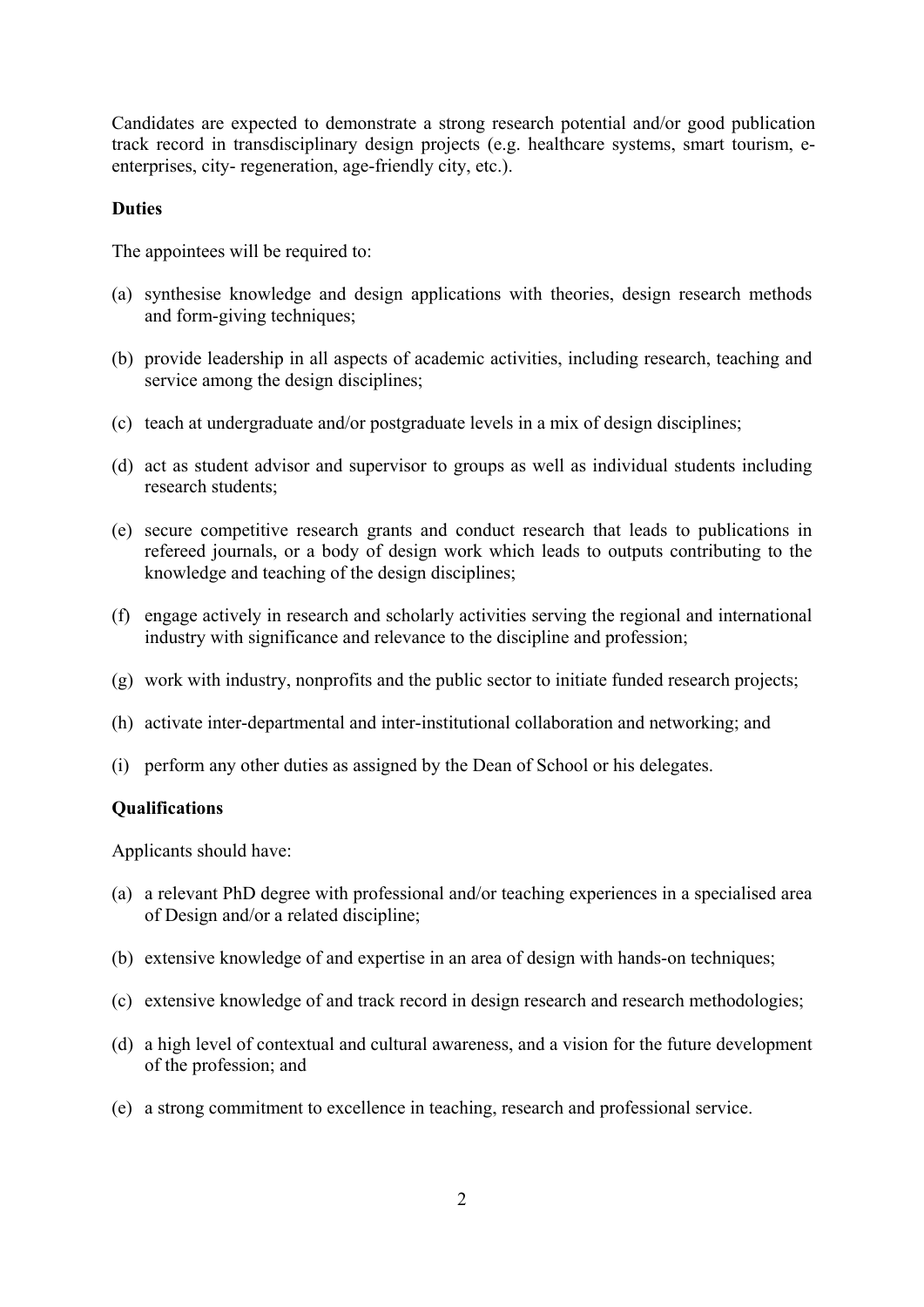Candidates are expected to demonstrate a strong research potential and/or good publication track record in transdisciplinary design projects (e.g. healthcare systems, smart tourism, e-enterprises, city- regeneration, age-friendly city, etc.).

**Duties**

The appointees will be required to:

(a) synthesise knowledge and design applications with theories, design research methods and form-giving techniques;

(b) provide leadership in all aspects of academic activities, including research, teaching and service among the design disciplines;

(c) teach at undergraduate and/or postgraduate levels in a mix of design disciplines;

(d) act as student advisor and supervisor to groups as well as individual students including research students;

(e) secure competitive research grants and conduct research that leads to publications in refereed journals, or a body of design work which leads to outputs contributing to the knowledge and teaching of the design disciplines;

(f) engage actively in research and scholarly activities serving the regional and international industry with significance and relevance to the discipline and profession;

(g) work with industry, nonprofits and the public sector to initiate funded research projects;

(h) activate inter-departmental and inter-institutional collaboration and networking; and

(i) perform any other duties as assigned by the Dean of School or his delegates.

**Qualifications**

Applicants should have:

(a) a relevant PhD degree with professional and/or teaching experiences in a specialised area of Design and/or a related discipline;

(b) extensive knowledge of and expertise in an area of design with hands-on techniques;

(c) extensive knowledge of and track record in design research and research methodologies;

(d) a high level of contextual and cultural awareness, and a vision for the future development of the profession; and

(e) a strong commitment to excellence in teaching, research and professional service.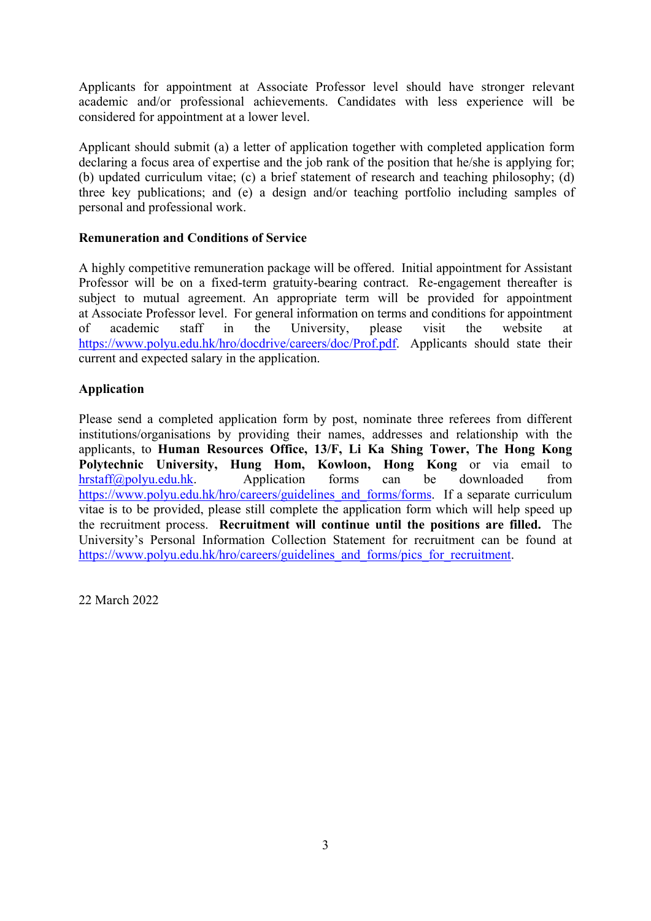Applicants for appointment at Associate Professor level should have stronger relevant academic and/or professional achievements. Candidates with less experience will be considered for appointment at a lower level.

Applicant should submit (a) a letter of application together with completed application form declaring a focus area of expertise and the job rank of the position that he/she is applying for; (b) updated curriculum vitae; (c) a brief statement of research and teaching philosophy; (d) three key publications; and (e) a design and/or teaching portfolio including samples of personal and professional work.

**Remuneration and Conditions of Service**

A highly competitive remuneration package will be offered. Initial appointment for Assistant Professor will be on a fixed-term gratuity-bearing contract. Re-engagement thereafter is subject to mutual agreement. An appropriate term will be provided for appointment at Associate Professor level. For general information on terms and conditions for appointment of academic staff in the University, please visit the website at https://www.polyu.edu.hk/hro/docdrive/careers/doc/Prof.pdf. Applicants should state their current and expected salary in the application.

**Application**

Please send a completed application form by post, nominate three referees from different institutions/organisations by providing their names, addresses and relationship with the applicants, to **Human Resources Office, 13/F, Li Ka Shing Tower, The Hong Kong Polytechnic University, Hung Hom, Kowloon, Hong Kong** or via email to hrstaff@polyu.edu.hk. Application forms can be downloaded from https://www.polyu.edu.hk/hro/careers/guidelines_and_forms/forms. If a separate curriculum vitae is to be provided, please still complete the application form which will help speed up the recruitment process. **Recruitment will continue until the positions are filled.** The University's Personal Information Collection Statement for recruitment can be found at https://www.polyu.edu.hk/hro/careers/guidelines_and_forms/pics_for_recruitment.

22 March 2022